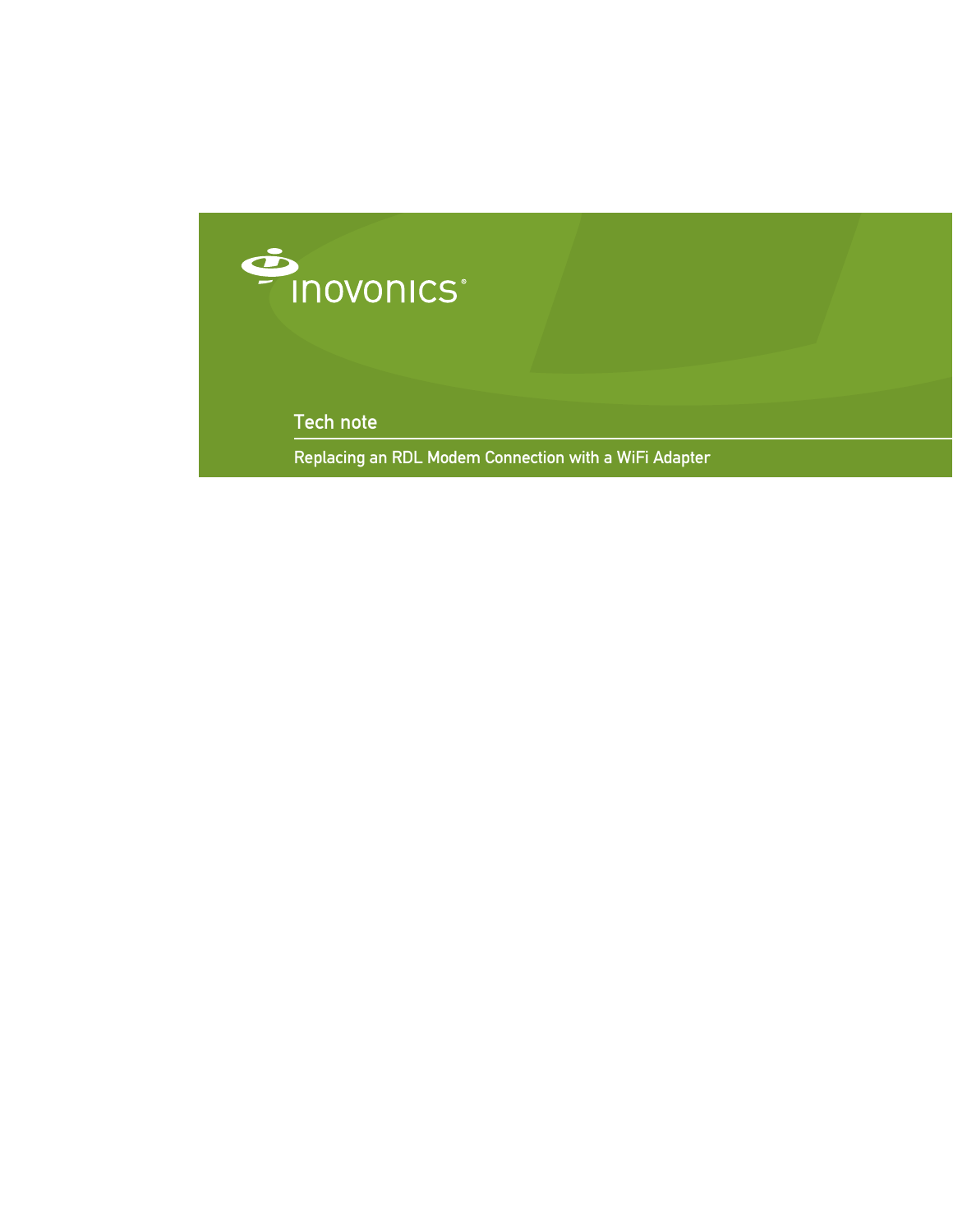inovonics®

# Tech note

## Replacing an RDL Modem Connection with a WiFi Adapter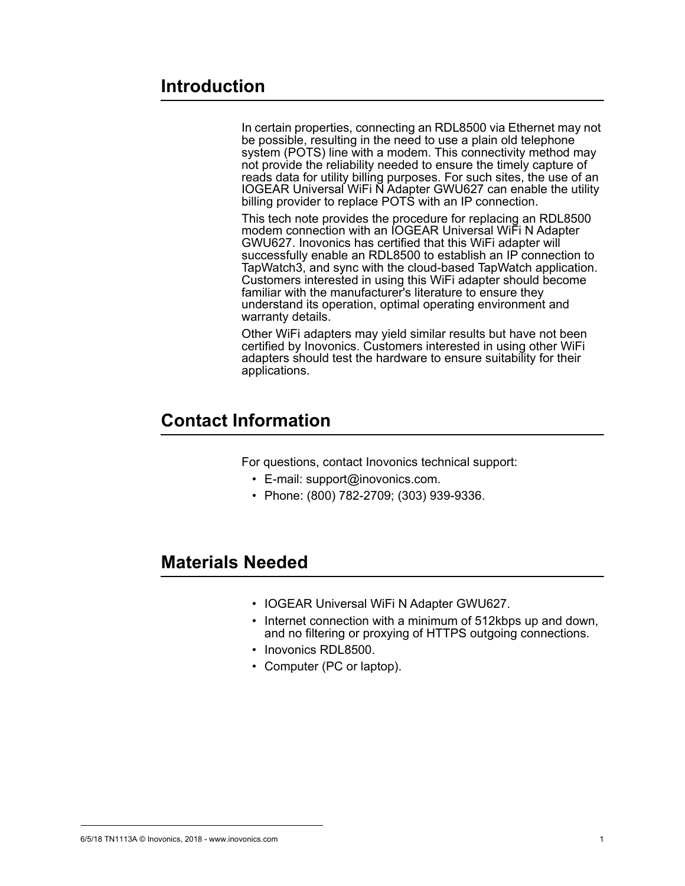## Introduction

In certain properties, connecting an RDL8500 via Ethernet may not be possible, resulting in the need to use a plain old telephone system (POTS) line with a modem. This connectivity method may not provide the reliability needed to ensure the timely capture of reads data for utility billing purposes. For such sites, the use of an IOGEAR Universal WiFi N Adapter GWU627 can enable the utility billing provider to replace POTS with an IP connection.

This tech note provides the procedure for replacing an RDL8500 modem connection with an IOGEAR Universal WiFi N Adapter GWU627. Inovonics has certified that this WiFi adapter will successfully enable an RDL8500 to establish an IP connection to TapWatch3, and sync with the cloud-based TapWatch application. Customers interested in using this WiFi adapter should become familiar with the manufacturer's literature to ensure they understand its operation, optimal operating environment and warranty details.

Other WiFi adapters may yield similar results but have not been certified by Inovonics. Customers interested in using other WiFi adapters should test the hardware to ensure suitability for their applications.

## Contact Information

For questions, contact Inovonics technical support:

- E-mail: support@inovonics.com.
- Phone: (800) 782-2709; (303) 939-9336.

## Materials Needed

- IOGEAR Universal WiFi N Adapter GWU627.
- Internet connection with a minimum of 512kbps up and down, and no filtering or proxying of HTTPS outgoing connections.
- Inovonics RDL8500.
- Computer (PC or laptop).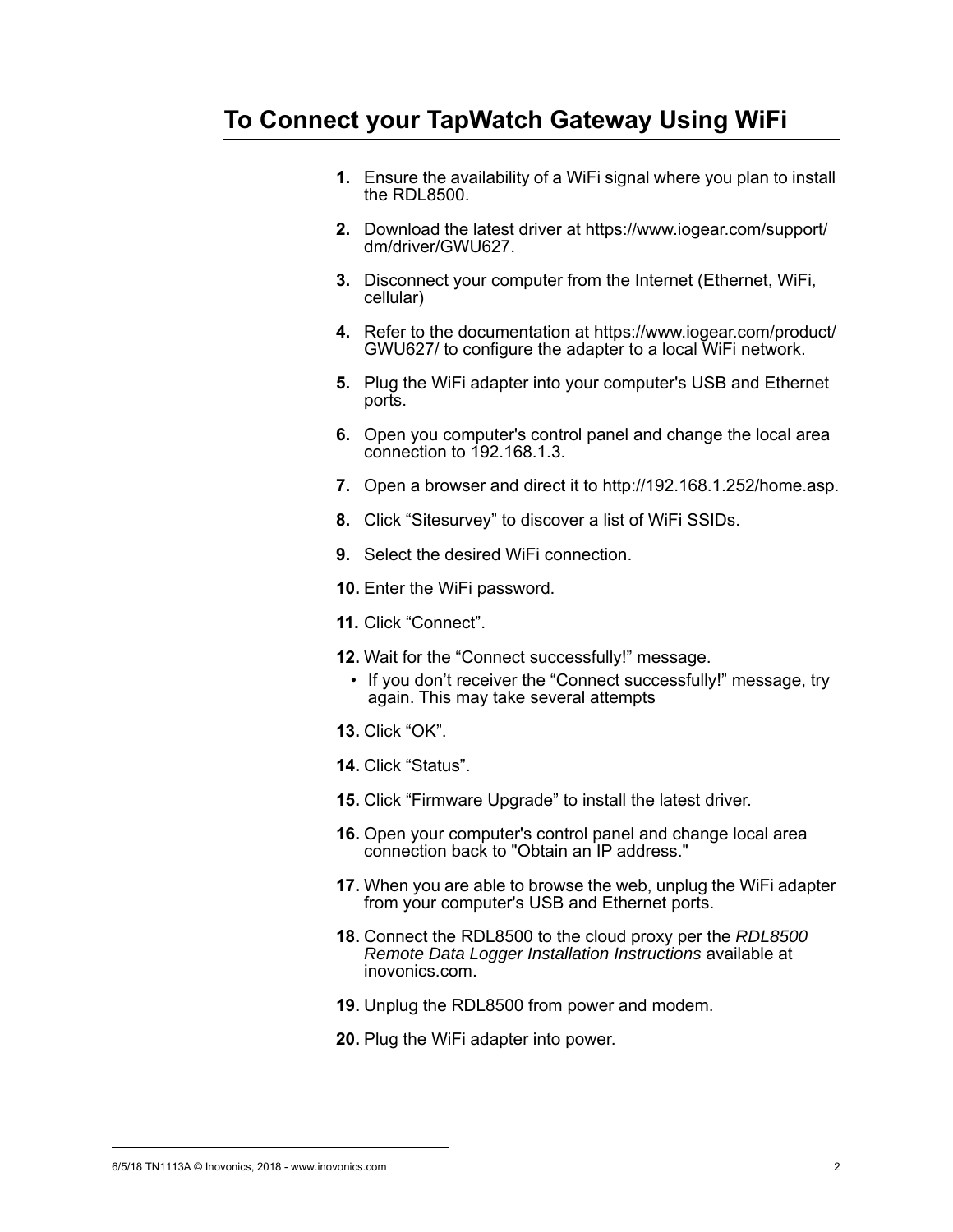## To Connect your TapWatch Gateway Using WiFi

1. Ensure the availability of a WiFi signal where you plan to install the RDL8500.
2. Download the latest driver at https://www.iogear.com/support/dm/driver/GWU627.
3. Disconnect your computer from the Internet (Ethernet, WiFi, cellular)
4. Refer to the documentation at https://www.iogear.com/product/GWU627/ to configure the adapter to a local WiFi network.
5. Plug the WiFi adapter into your computer's USB and Ethernet ports.
6. Open you computer's control panel and change the local area connection to 192.168.1.3.
7. Open a browser and direct it to http://192.168.1.252/home.asp.
8. Click “Sitesurvey” to discover a list of WiFi SSIDs.
9. Select the desired WiFi connection.
10. Enter the WiFi password.
11. Click “Connect”.
12. Wait for the “Connect successfully!” message.
    - If you don’t receiver the “Connect successfully!” message, try again. This may take several attempts
13. Click “OK”.
14. Click “Status”.
15. Click “Firmware Upgrade” to install the latest driver.
16. Open your computer's control panel and change local area connection back to "Obtain an IP address."
17. When you are able to browse the web, unplug the WiFi adapter from your computer's USB and Ethernet ports.
18. Connect the RDL8500 to the cloud proxy per the *RDL8500 Remote Data Logger Installation Instructions* available at inovonics.com.
19. Unplug the RDL8500 from power and modem.
20. Plug the WiFi adapter into power.

6/5/18 TN1113A © Inovonics, 2018 - www.inovonics.com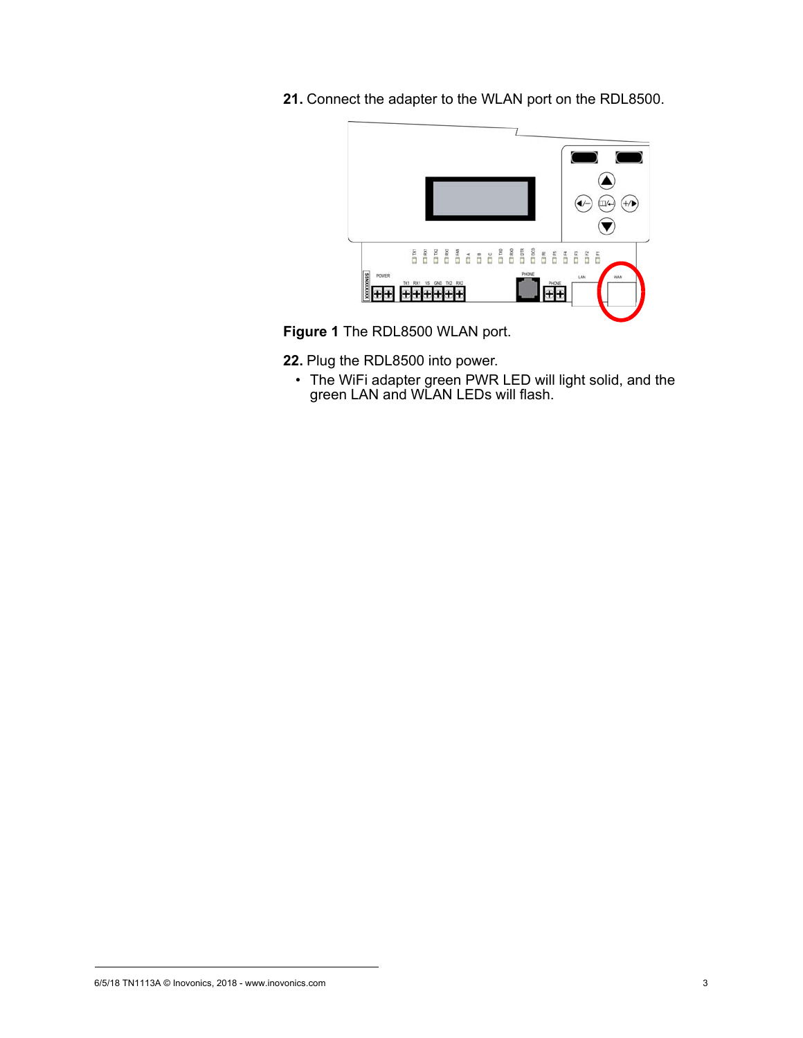21. Connect the adapter to the WLAN port on the RDL8500.

**Figure 1** The RDL8500 WLAN port.

22. Plug the RDL8500 into power.
    - The WiFi adapter green PWR LED will light solid, and the green LAN and WLAN LEDs will flash.